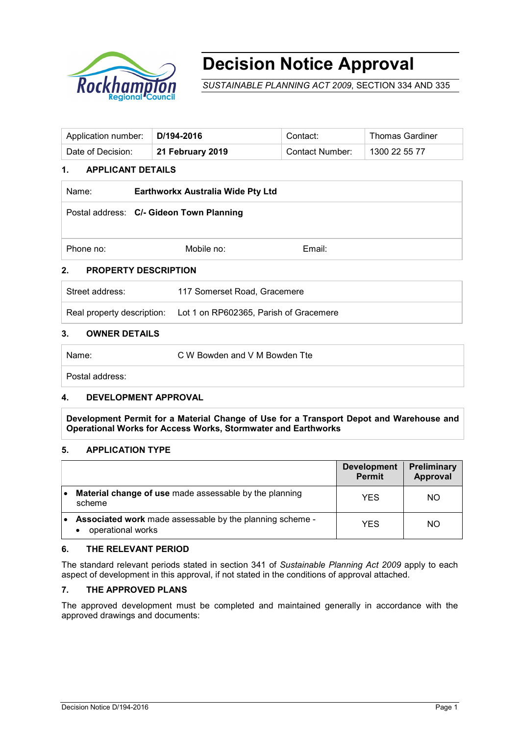# Decision Notice Approval

*SUSTAINABLE PLANNING ACT 2009*, SECTION 334 AND 335

| Application number: | **D/194-2016** | Contact: | Thomas Gardiner |
|---|---|---|---|
| Date of Decision: | **21 February 2019** | Contact Number: | 1300 22 55 77 |

## 1. APPLICANT DETAILS

| | | | |
|---|---|---|---|
| Name: | **Earthworkx Australia Wide Pty Ltd** | | |
| Postal address: | **C/- Gideon Town Planning** | | |
| Phone no: | Mobile no: | Email: | |

## 2. PROPERTY DESCRIPTION

| | |
|---|---|
| Street address: | 117 Somerset Road, Gracemere |
| Real property description: | Lot 1 on RP602365, Parish of Gracemere |

## 3. OWNER DETAILS

| | |
|---|---|
| Name: | C W Bowden and V M Bowden Tte |
| Postal address: | |

## 4. DEVELOPMENT APPROVAL

**Development Permit for a Material Change of Use for a Transport Depot and Warehouse and Operational Works for Access Works, Stormwater and Earthworks**

## 5. APPLICATION TYPE

| | Development Permit | Preliminary Approval |
|---|---|---|
| • **Material change of use** made assessable by the planning scheme | YES | NO |
| • **Associated work** made assessable by the planning scheme - • operational works | YES | NO |

## 6. THE RELEVANT PERIOD

The standard relevant periods stated in section 341 of *Sustainable Planning Act 2009* apply to each aspect of development in this approval, if not stated in the conditions of approval attached.

## 7. THE APPROVED PLANS

The approved development must be completed and maintained generally in accordance with the approved drawings and documents: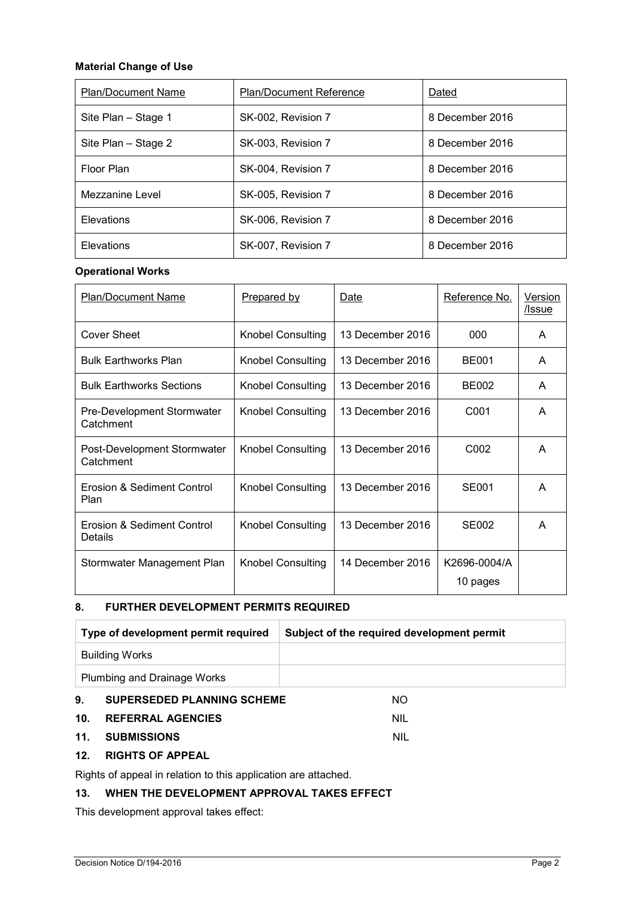**Material Change of Use**

| Plan/Document Name | Plan/Document Reference | Dated |
|---|---|---|
| Site Plan – Stage 1 | SK-002, Revision 7 | 8 December 2016 |
| Site Plan – Stage 2 | SK-003, Revision 7 | 8 December 2016 |
| Floor Plan | SK-004, Revision 7 | 8 December 2016 |
| Mezzanine Level | SK-005, Revision 7 | 8 December 2016 |
| Elevations | SK-006, Revision 7 | 8 December 2016 |
| Elevations | SK-007, Revision 7 | 8 December 2016 |

**Operational Works**

| Plan/Document Name | Prepared by | Date | Reference No. | Version /Issue |
|---|---|---|---|---|
| Cover Sheet | Knobel Consulting | 13 December 2016 | 000 | A |
| Bulk Earthworks Plan | Knobel Consulting | 13 December 2016 | BE001 | A |
| Bulk Earthworks Sections | Knobel Consulting | 13 December 2016 | BE002 | A |
| Pre-Development Stormwater Catchment | Knobel Consulting | 13 December 2016 | C001 | A |
| Post-Development Stormwater Catchment | Knobel Consulting | 13 December 2016 | C002 | A |
| Erosion & Sediment Control Plan | Knobel Consulting | 13 December 2016 | SE001 | A |
| Erosion & Sediment Control Details | Knobel Consulting | 13 December 2016 | SE002 | A |
| Stormwater Management Plan | Knobel Consulting | 14 December 2016 | K2696-0004/A 10 pages | |

## 8. FURTHER DEVELOPMENT PERMITS REQUIRED

| Type of development permit required | Subject of the required development permit |
|---|---|
| Building Works | |
| Plumbing and Drainage Works | |

## 9. SUPERSEDED PLANNING SCHEME — NO

## 10. REFERRAL AGENCIES — NIL

## 11. SUBMISSIONS — NIL

## 12. RIGHTS OF APPEAL

Rights of appeal in relation to this application are attached.

## 13. WHEN THE DEVELOPMENT APPROVAL TAKES EFFECT

This development approval takes effect: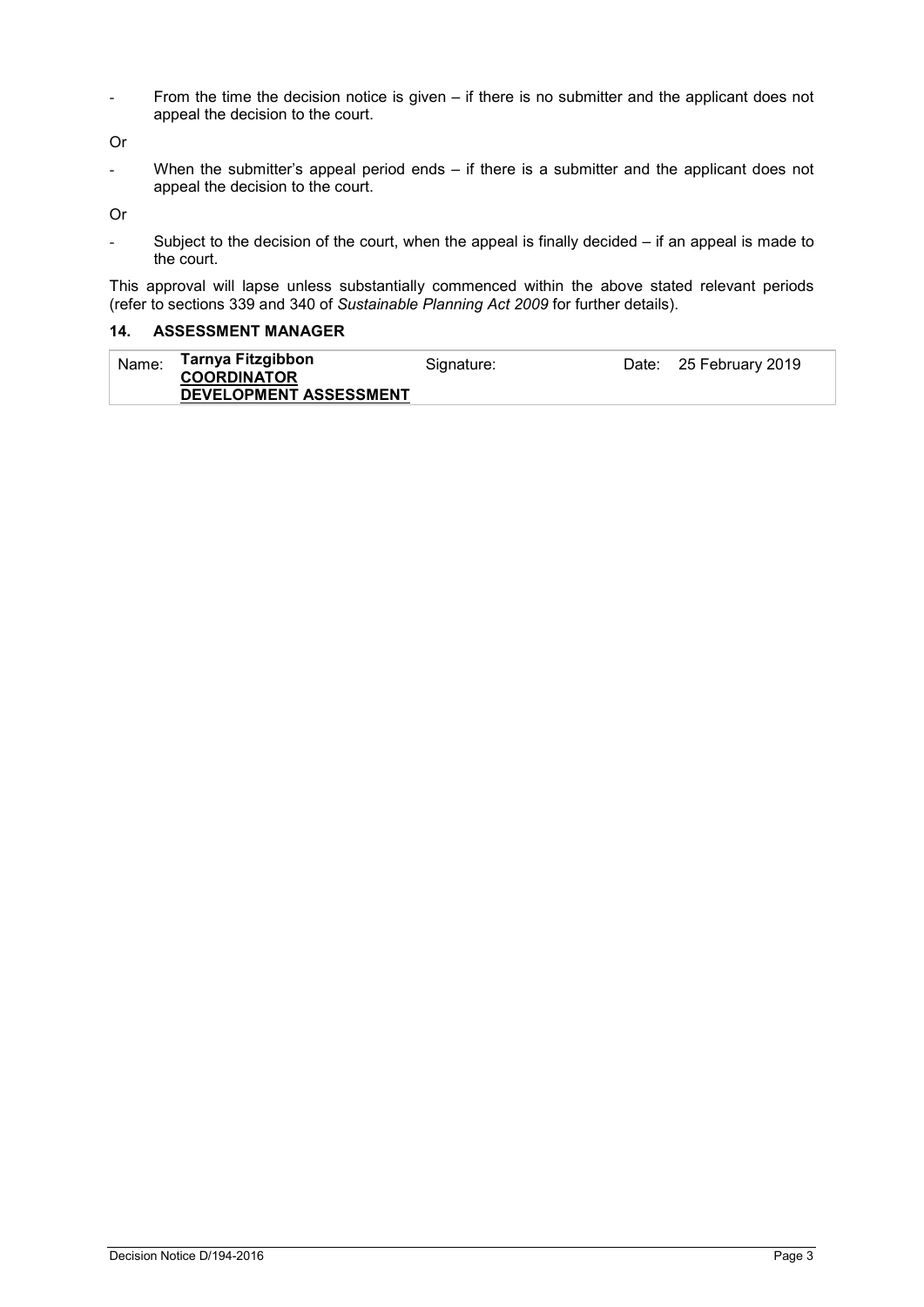- From the time the decision notice is given – if there is no submitter and the applicant does not appeal the decision to the court.

Or

- When the submitter's appeal period ends – if there is a submitter and the applicant does not appeal the decision to the court.

Or

- Subject to the decision of the court, when the appeal is finally decided – if an appeal is made to the court.

This approval will lapse unless substantially commenced within the above stated relevant periods (refer to sections 339 and 340 of *Sustainable Planning Act 2009* for further details).

## 14. ASSESSMENT MANAGER

| Name: | **Tarnya Fitzgibbon**<br>**COORDINATOR**<br>**DEVELOPMENT ASSESSMENT** | Signature: | Date: 25 February 2019 |
|---|---|---|---|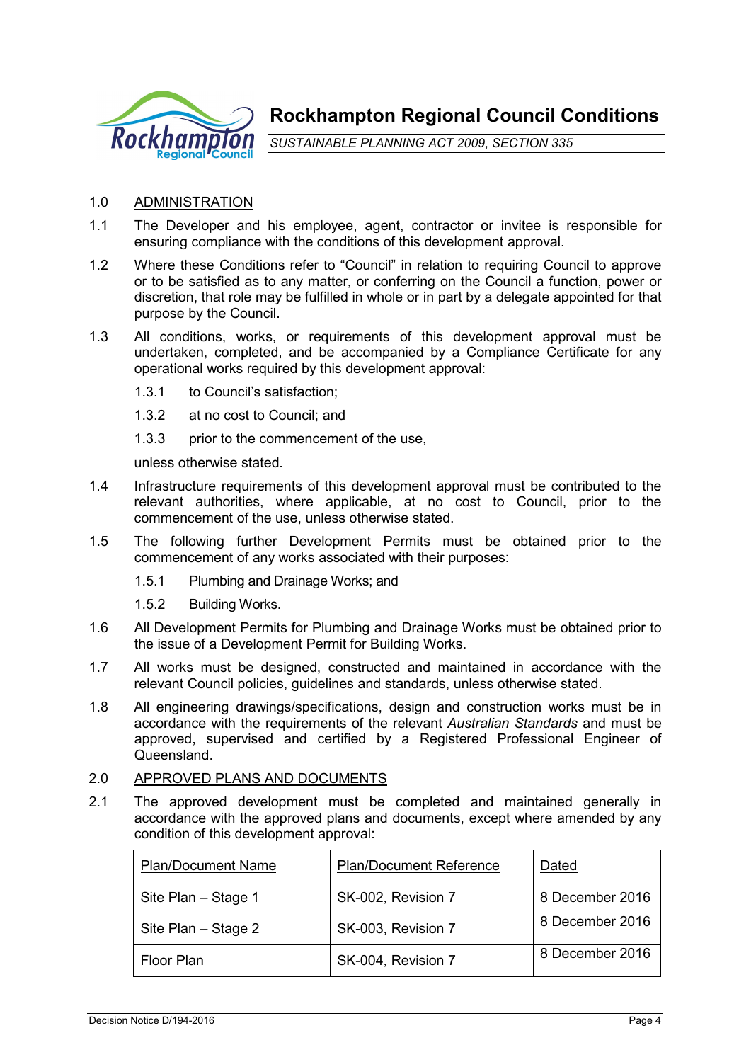# Rockhampton Regional Council Conditions

*SUSTAINABLE PLANNING ACT 2009, SECTION 335*

1.0 ADMINISTRATION

1.1 The Developer and his employee, agent, contractor or invitee is responsible for ensuring compliance with the conditions of this development approval.

1.2 Where these Conditions refer to "Council" in relation to requiring Council to approve or to be satisfied as to any matter, or conferring on the Council a function, power or discretion, that role may be fulfilled in whole or in part by a delegate appointed for that purpose by the Council.

1.3 All conditions, works, or requirements of this development approval must be undertaken, completed, and be accompanied by a Compliance Certificate for any operational works required by this development approval:

1.3.1 to Council's satisfaction;

1.3.2 at no cost to Council; and

1.3.3 prior to the commencement of the use,

unless otherwise stated.

1.4 Infrastructure requirements of this development approval must be contributed to the relevant authorities, where applicable, at no cost to Council, prior to the commencement of the use, unless otherwise stated.

1.5 The following further Development Permits must be obtained prior to the commencement of any works associated with their purposes:

1.5.1 Plumbing and Drainage Works; and

1.5.2 Building Works.

1.6 All Development Permits for Plumbing and Drainage Works must be obtained prior to the issue of a Development Permit for Building Works.

1.7 All works must be designed, constructed and maintained in accordance with the relevant Council policies, guidelines and standards, unless otherwise stated.

1.8 All engineering drawings/specifications, design and construction works must be in accordance with the requirements of the relevant *Australian Standards* and must be approved, supervised and certified by a Registered Professional Engineer of Queensland.

2.0 APPROVED PLANS AND DOCUMENTS

2.1 The approved development must be completed and maintained generally in accordance with the approved plans and documents, except where amended by any condition of this development approval:

| Plan/Document Name | Plan/Document Reference | Dated |
|---|---|---|
| Site Plan – Stage 1 | SK-002, Revision 7 | 8 December 2016 |
| Site Plan – Stage 2 | SK-003, Revision 7 | 8 December 2016 |
| Floor Plan | SK-004, Revision 7 | 8 December 2016 |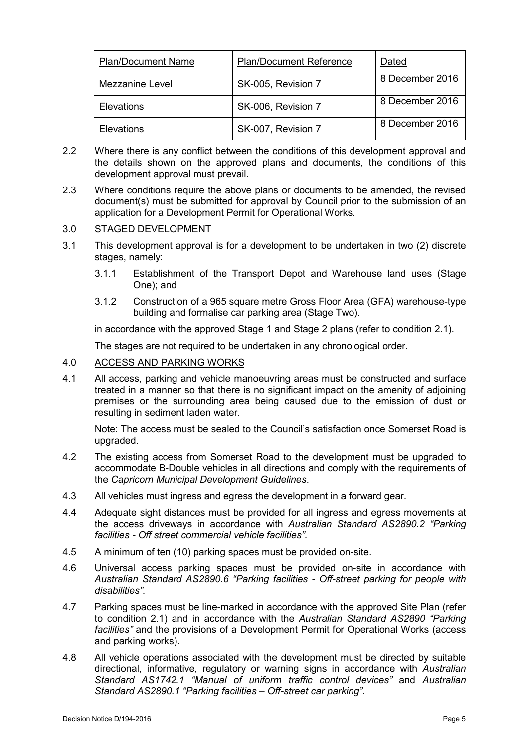| Plan/Document Name | Plan/Document Reference | Dated |
| --- | --- | --- |
| Mezzanine Level | SK-005, Revision 7 | 8 December 2016 |
| Elevations | SK-006, Revision 7 | 8 December 2016 |
| Elevations | SK-007, Revision 7 | 8 December 2016 |

2.2 Where there is any conflict between the conditions of this development approval and the details shown on the approved plans and documents, the conditions of this development approval must prevail.

2.3 Where conditions require the above plans or documents to be amended, the revised document(s) must be submitted for approval by Council prior to the submission of an application for a Development Permit for Operational Works.

3.0 STAGED DEVELOPMENT

3.1 This development approval is for a development to be undertaken in two (2) discrete stages, namely:

3.1.1 Establishment of the Transport Depot and Warehouse land uses (Stage One); and

3.1.2 Construction of a 965 square metre Gross Floor Area (GFA) warehouse-type building and formalise car parking area (Stage Two).

in accordance with the approved Stage 1 and Stage 2 plans (refer to condition 2.1).

The stages are not required to be undertaken in any chronological order.

4.0 ACCESS AND PARKING WORKS

4.1 All access, parking and vehicle manoeuvring areas must be constructed and surface treated in a manner so that there is no significant impact on the amenity of adjoining premises or the surrounding area being caused due to the emission of dust or resulting in sediment laden water.

Note: The access must be sealed to the Council's satisfaction once Somerset Road is upgraded.

4.2 The existing access from Somerset Road to the development must be upgraded to accommodate B-Double vehicles in all directions and comply with the requirements of the *Capricorn Municipal Development Guidelines*.

4.3 All vehicles must ingress and egress the development in a forward gear.

4.4 Adequate sight distances must be provided for all ingress and egress movements at the access driveways in accordance with *Australian Standard AS2890.2 "Parking facilities - Off street commercial vehicle facilities"*.

4.5 A minimum of ten (10) parking spaces must be provided on-site.

4.6 Universal access parking spaces must be provided on-site in accordance with *Australian Standard AS2890.6 "Parking facilities - Off-street parking for people with disabilities"*.

4.7 Parking spaces must be line-marked in accordance with the approved Site Plan (refer to condition 2.1) and in accordance with the *Australian Standard AS2890 "Parking facilities"* and the provisions of a Development Permit for Operational Works (access and parking works).

4.8 All vehicle operations associated with the development must be directed by suitable directional, informative, regulatory or warning signs in accordance with *Australian Standard AS1742.1 "Manual of uniform traffic control devices"* and *Australian Standard AS2890.1 "Parking facilities – Off-street car parking"*.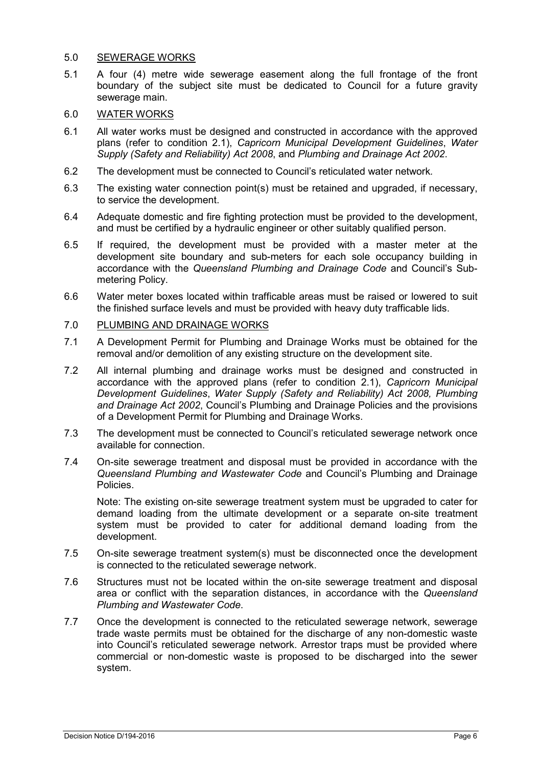5.0 <u>SEWERAGE WORKS</u>

5.1 A four (4) metre wide sewerage easement along the full frontage of the front boundary of the subject site must be dedicated to Council for a future gravity sewerage main.

6.0 <u>WATER WORKS</u>

6.1 All water works must be designed and constructed in accordance with the approved plans (refer to condition 2.1), *Capricorn Municipal Development Guidelines*, *Water Supply (Safety and Reliability) Act 2008*, and *Plumbing and Drainage Act 2002*.

6.2 The development must be connected to Council's reticulated water network.

6.3 The existing water connection point(s) must be retained and upgraded, if necessary, to service the development.

6.4 Adequate domestic and fire fighting protection must be provided to the development, and must be certified by a hydraulic engineer or other suitably qualified person.

6.5 If required, the development must be provided with a master meter at the development site boundary and sub-meters for each sole occupancy building in accordance with the *Queensland Plumbing and Drainage Code* and Council's Sub-metering Policy.

6.6 Water meter boxes located within trafficable areas must be raised or lowered to suit the finished surface levels and must be provided with heavy duty trafficable lids.

7.0 <u>PLUMBING AND DRAINAGE WORKS</u>

7.1 A Development Permit for Plumbing and Drainage Works must be obtained for the removal and/or demolition of any existing structure on the development site.

7.2 All internal plumbing and drainage works must be designed and constructed in accordance with the approved plans (refer to condition 2.1), *Capricorn Municipal Development Guidelines*, *Water Supply (Safety and Reliability) Act 2008, Plumbing and Drainage Act 2002*, Council's Plumbing and Drainage Policies and the provisions of a Development Permit for Plumbing and Drainage Works.

7.3 The development must be connected to Council's reticulated sewerage network once available for connection.

7.4 On-site sewerage treatment and disposal must be provided in accordance with the *Queensland Plumbing and Wastewater Code* and Council's Plumbing and Drainage Policies.

Note: The existing on-site sewerage treatment system must be upgraded to cater for demand loading from the ultimate development or a separate on-site treatment system must be provided to cater for additional demand loading from the development.

7.5 On-site sewerage treatment system(s) must be disconnected once the development is connected to the reticulated sewerage network.

7.6 Structures must not be located within the on-site sewerage treatment and disposal area or conflict with the separation distances, in accordance with the *Queensland Plumbing and Wastewater Code*.

7.7 Once the development is connected to the reticulated sewerage network, sewerage trade waste permits must be obtained for the discharge of any non-domestic waste into Council's reticulated sewerage network. Arrestor traps must be provided where commercial or non-domestic waste is proposed to be discharged into the sewer system.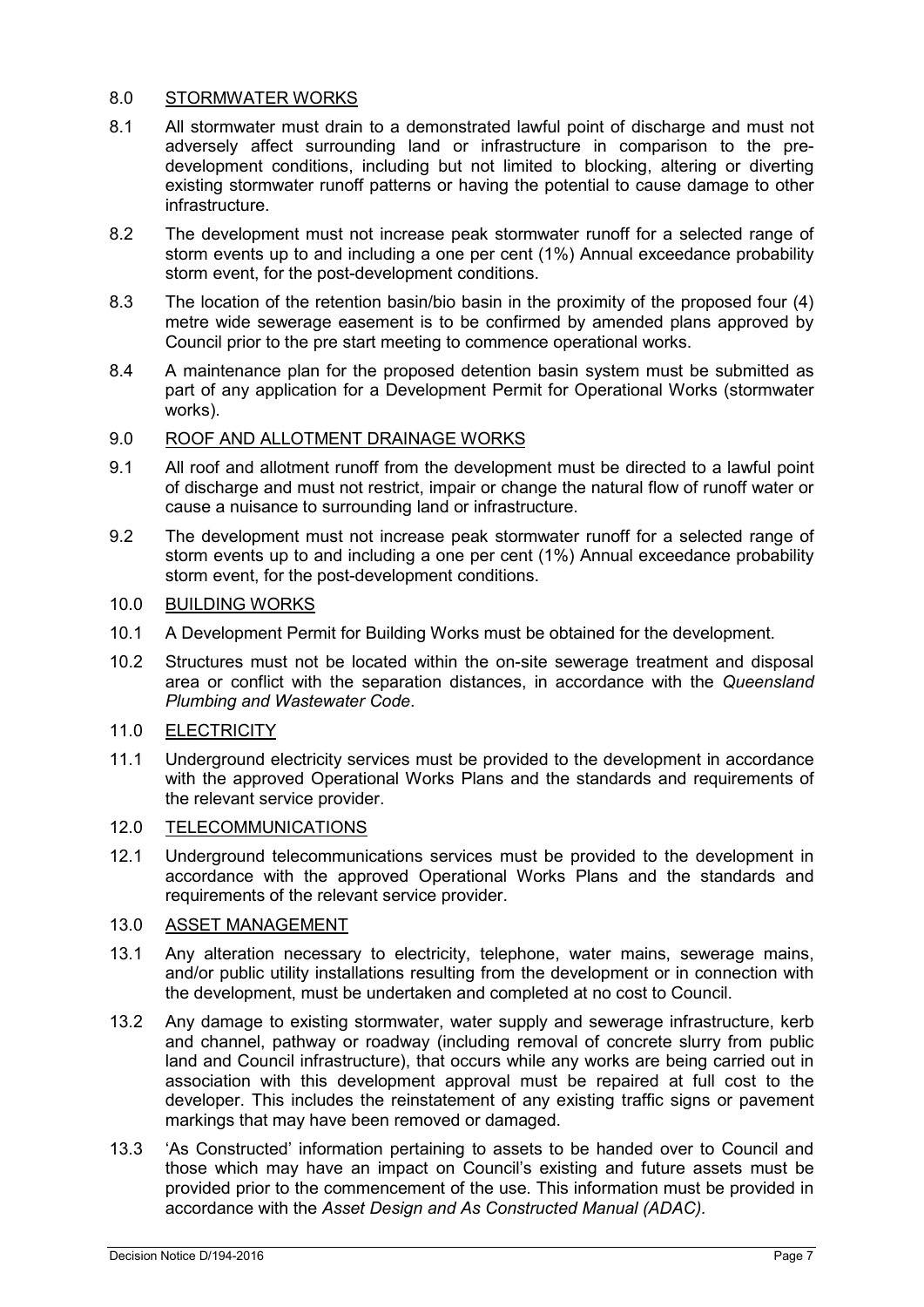8.0 <u>STORMWATER WORKS</u>

8.1 All stormwater must drain to a demonstrated lawful point of discharge and must not adversely affect surrounding land or infrastructure in comparison to the pre-development conditions, including but not limited to blocking, altering or diverting existing stormwater runoff patterns or having the potential to cause damage to other infrastructure.

8.2 The development must not increase peak stormwater runoff for a selected range of storm events up to and including a one per cent (1%) Annual exceedance probability storm event, for the post-development conditions.

8.3 The location of the retention basin/bio basin in the proximity of the proposed four (4) metre wide sewerage easement is to be confirmed by amended plans approved by Council prior to the pre start meeting to commence operational works.

8.4 A maintenance plan for the proposed detention basin system must be submitted as part of any application for a Development Permit for Operational Works (stormwater works).

9.0 <u>ROOF AND ALLOTMENT DRAINAGE WORKS</u>

9.1 All roof and allotment runoff from the development must be directed to a lawful point of discharge and must not restrict, impair or change the natural flow of runoff water or cause a nuisance to surrounding land or infrastructure.

9.2 The development must not increase peak stormwater runoff for a selected range of storm events up to and including a one per cent (1%) Annual exceedance probability storm event, for the post-development conditions.

10.0 <u>BUILDING WORKS</u>

10.1 A Development Permit for Building Works must be obtained for the development.

10.2 Structures must not be located within the on-site sewerage treatment and disposal area or conflict with the separation distances, in accordance with the *Queensland Plumbing and Wastewater Code*.

11.0 <u>ELECTRICITY</u>

11.1 Underground electricity services must be provided to the development in accordance with the approved Operational Works Plans and the standards and requirements of the relevant service provider.

12.0 <u>TELECOMMUNICATIONS</u>

12.1 Underground telecommunications services must be provided to the development in accordance with the approved Operational Works Plans and the standards and requirements of the relevant service provider.

13.0 <u>ASSET MANAGEMENT</u>

13.1 Any alteration necessary to electricity, telephone, water mains, sewerage mains, and/or public utility installations resulting from the development or in connection with the development, must be undertaken and completed at no cost to Council.

13.2 Any damage to existing stormwater, water supply and sewerage infrastructure, kerb and channel, pathway or roadway (including removal of concrete slurry from public land and Council infrastructure), that occurs while any works are being carried out in association with this development approval must be repaired at full cost to the developer. This includes the reinstatement of any existing traffic signs or pavement markings that may have been removed or damaged.

13.3 'As Constructed' information pertaining to assets to be handed over to Council and those which may have an impact on Council's existing and future assets must be provided prior to the commencement of the use. This information must be provided in accordance with the *Asset Design and As Constructed Manual (ADAC).*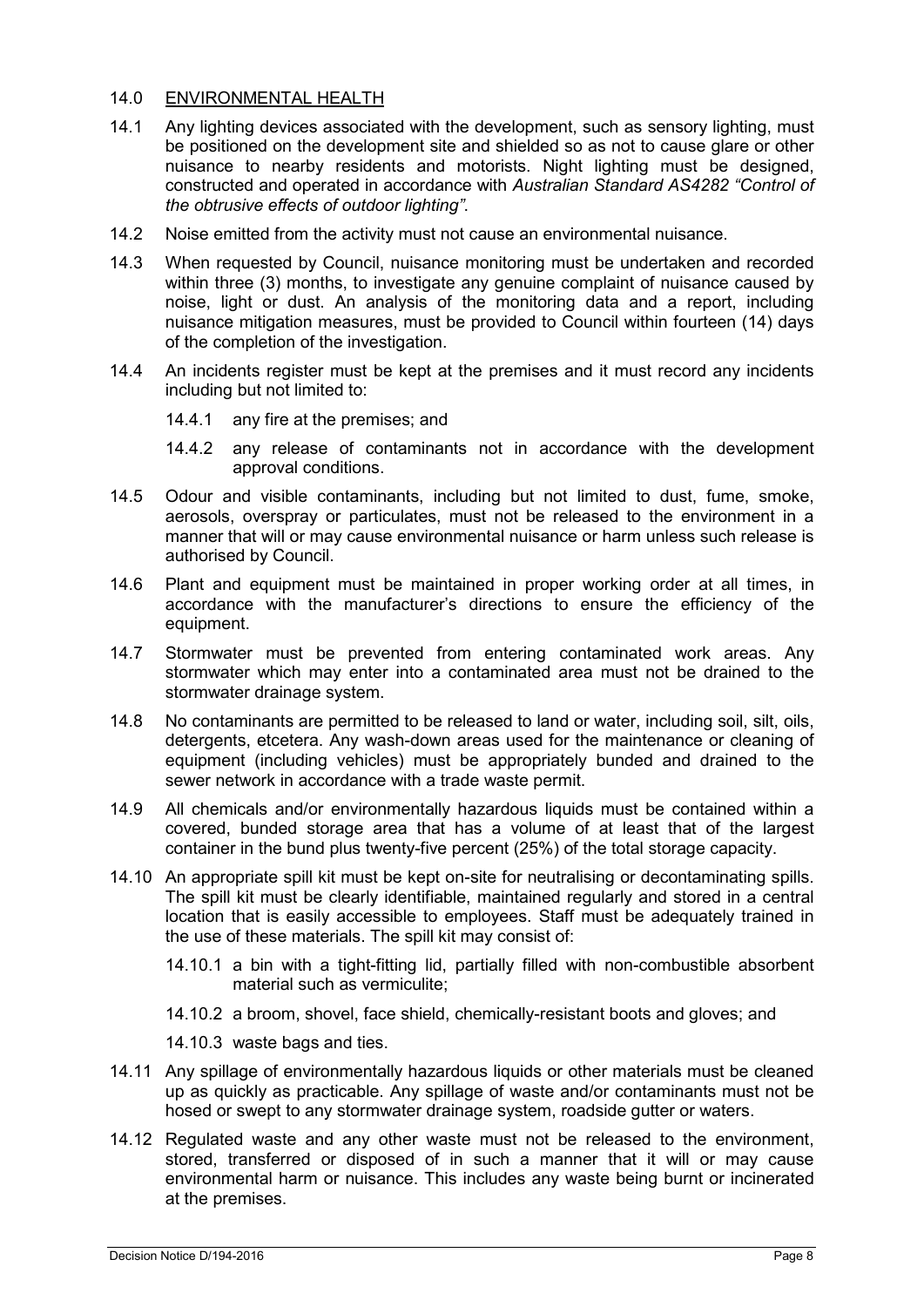## 14.0 ENVIRONMENTAL HEALTH

14.1 Any lighting devices associated with the development, such as sensory lighting, must be positioned on the development site and shielded so as not to cause glare or other nuisance to nearby residents and motorists. Night lighting must be designed, constructed and operated in accordance with *Australian Standard AS4282 "Control of the obtrusive effects of outdoor lighting"*.

14.2 Noise emitted from the activity must not cause an environmental nuisance.

14.3 When requested by Council, nuisance monitoring must be undertaken and recorded within three (3) months, to investigate any genuine complaint of nuisance caused by noise, light or dust. An analysis of the monitoring data and a report, including nuisance mitigation measures, must be provided to Council within fourteen (14) days of the completion of the investigation.

14.4 An incidents register must be kept at the premises and it must record any incidents including but not limited to:

14.4.1 any fire at the premises; and

14.4.2 any release of contaminants not in accordance with the development approval conditions.

14.5 Odour and visible contaminants, including but not limited to dust, fume, smoke, aerosols, overspray or particulates, must not be released to the environment in a manner that will or may cause environmental nuisance or harm unless such release is authorised by Council.

14.6 Plant and equipment must be maintained in proper working order at all times, in accordance with the manufacturer's directions to ensure the efficiency of the equipment.

14.7 Stormwater must be prevented from entering contaminated work areas. Any stormwater which may enter into a contaminated area must not be drained to the stormwater drainage system.

14.8 No contaminants are permitted to be released to land or water, including soil, silt, oils, detergents, etcetera. Any wash-down areas used for the maintenance or cleaning of equipment (including vehicles) must be appropriately bunded and drained to the sewer network in accordance with a trade waste permit.

14.9 All chemicals and/or environmentally hazardous liquids must be contained within a covered, bunded storage area that has a volume of at least that of the largest container in the bund plus twenty-five percent (25%) of the total storage capacity.

14.10 An appropriate spill kit must be kept on-site for neutralising or decontaminating spills. The spill kit must be clearly identifiable, maintained regularly and stored in a central location that is easily accessible to employees. Staff must be adequately trained in the use of these materials. The spill kit may consist of:

14.10.1 a bin with a tight-fitting lid, partially filled with non-combustible absorbent material such as vermiculite;

14.10.2 a broom, shovel, face shield, chemically-resistant boots and gloves; and

14.10.3 waste bags and ties.

14.11 Any spillage of environmentally hazardous liquids or other materials must be cleaned up as quickly as practicable. Any spillage of waste and/or contaminants must not be hosed or swept to any stormwater drainage system, roadside gutter or waters.

14.12 Regulated waste and any other waste must not be released to the environment, stored, transferred or disposed of in such a manner that it will or may cause environmental harm or nuisance. This includes any waste being burnt or incinerated at the premises.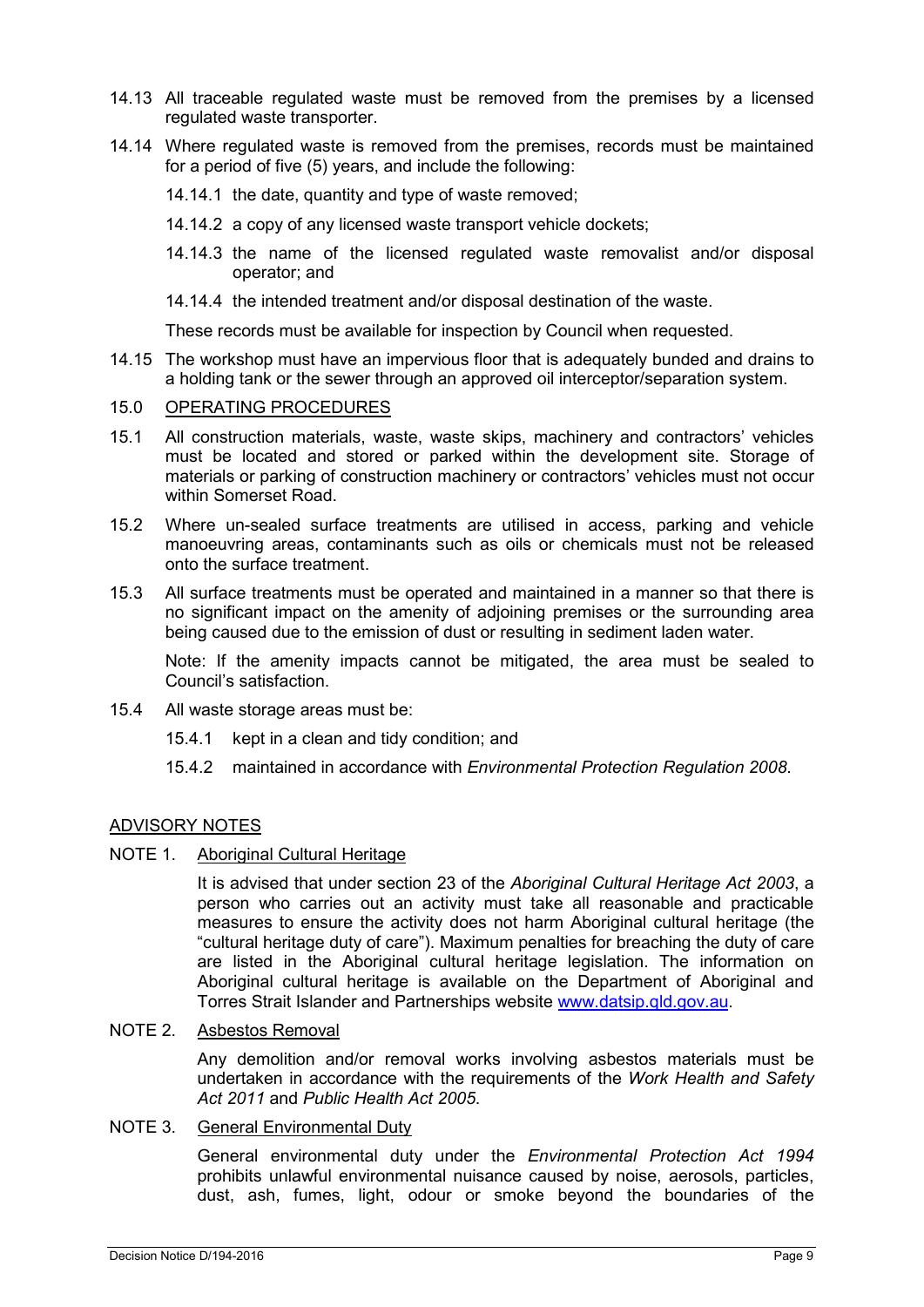14.13 All traceable regulated waste must be removed from the premises by a licensed regulated waste transporter.

14.14 Where regulated waste is removed from the premises, records must be maintained for a period of five (5) years, and include the following:

14.14.1 the date, quantity and type of waste removed;

14.14.2 a copy of any licensed waste transport vehicle dockets;

14.14.3 the name of the licensed regulated waste removalist and/or disposal operator; and

14.14.4 the intended treatment and/or disposal destination of the waste.

These records must be available for inspection by Council when requested.

14.15 The workshop must have an impervious floor that is adequately bunded and drains to a holding tank or the sewer through an approved oil interceptor/separation system.

15.0 OPERATING PROCEDURES

15.1 All construction materials, waste, waste skips, machinery and contractors' vehicles must be located and stored or parked within the development site. Storage of materials or parking of construction machinery or contractors' vehicles must not occur within Somerset Road.

15.2 Where un-sealed surface treatments are utilised in access, parking and vehicle manoeuvring areas, contaminants such as oils or chemicals must not be released onto the surface treatment.

15.3 All surface treatments must be operated and maintained in a manner so that there is no significant impact on the amenity of adjoining premises or the surrounding area being caused due to the emission of dust or resulting in sediment laden water.

Note: If the amenity impacts cannot be mitigated, the area must be sealed to Council's satisfaction.

15.4 All waste storage areas must be:

15.4.1 kept in a clean and tidy condition; and

15.4.2 maintained in accordance with *Environmental Protection Regulation 2008*.

ADVISORY NOTES

NOTE 1. Aboriginal Cultural Heritage

It is advised that under section 23 of the *Aboriginal Cultural Heritage Act 2003*, a person who carries out an activity must take all reasonable and practicable measures to ensure the activity does not harm Aboriginal cultural heritage (the "cultural heritage duty of care"). Maximum penalties for breaching the duty of care are listed in the Aboriginal cultural heritage legislation. The information on Aboriginal cultural heritage is available on the Department of Aboriginal and Torres Strait Islander and Partnerships website www.datsip.qld.gov.au.

NOTE 2. Asbestos Removal

Any demolition and/or removal works involving asbestos materials must be undertaken in accordance with the requirements of the *Work Health and Safety Act 2011* and *Public Health Act 2005*.

NOTE 3. General Environmental Duty

General environmental duty under the *Environmental Protection Act 1994* prohibits unlawful environmental nuisance caused by noise, aerosols, particles, dust, ash, fumes, light, odour or smoke beyond the boundaries of the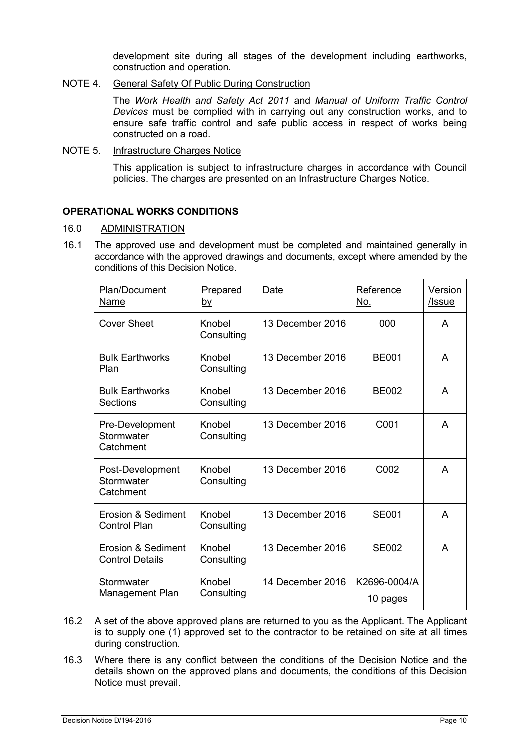development site during all stages of the development including earthworks, construction and operation.

NOTE 4. General Safety Of Public During Construction

The *Work Health and Safety Act 2011* and *Manual of Uniform Traffic Control Devices* must be complied with in carrying out any construction works, and to ensure safe traffic control and safe public access in respect of works being constructed on a road.

NOTE 5. Infrastructure Charges Notice

This application is subject to infrastructure charges in accordance with Council policies. The charges are presented on an Infrastructure Charges Notice.

**OPERATIONAL WORKS CONDITIONS**

16.0 ADMINISTRATION

16.1 The approved use and development must be completed and maintained generally in accordance with the approved drawings and documents, except where amended by the conditions of this Decision Notice.

| Plan/Document Name | Prepared by | Date | Reference No. | Version /Issue |
|---|---|---|---|---|
| Cover Sheet | Knobel Consulting | 13 December 2016 | 000 | A |
| Bulk Earthworks Plan | Knobel Consulting | 13 December 2016 | BE001 | A |
| Bulk Earthworks Sections | Knobel Consulting | 13 December 2016 | BE002 | A |
| Pre-Development Stormwater Catchment | Knobel Consulting | 13 December 2016 | C001 | A |
| Post-Development Stormwater Catchment | Knobel Consulting | 13 December 2016 | C002 | A |
| Erosion & Sediment Control Plan | Knobel Consulting | 13 December 2016 | SE001 | A |
| Erosion & Sediment Control Details | Knobel Consulting | 13 December 2016 | SE002 | A |
| Stormwater Management Plan | Knobel Consulting | 14 December 2016 | K2696-0004/A 10 pages | |

16.2 A set of the above approved plans are returned to you as the Applicant. The Applicant is to supply one (1) approved set to the contractor to be retained on site at all times during construction.

16.3 Where there is any conflict between the conditions of the Decision Notice and the details shown on the approved plans and documents, the conditions of this Decision Notice must prevail.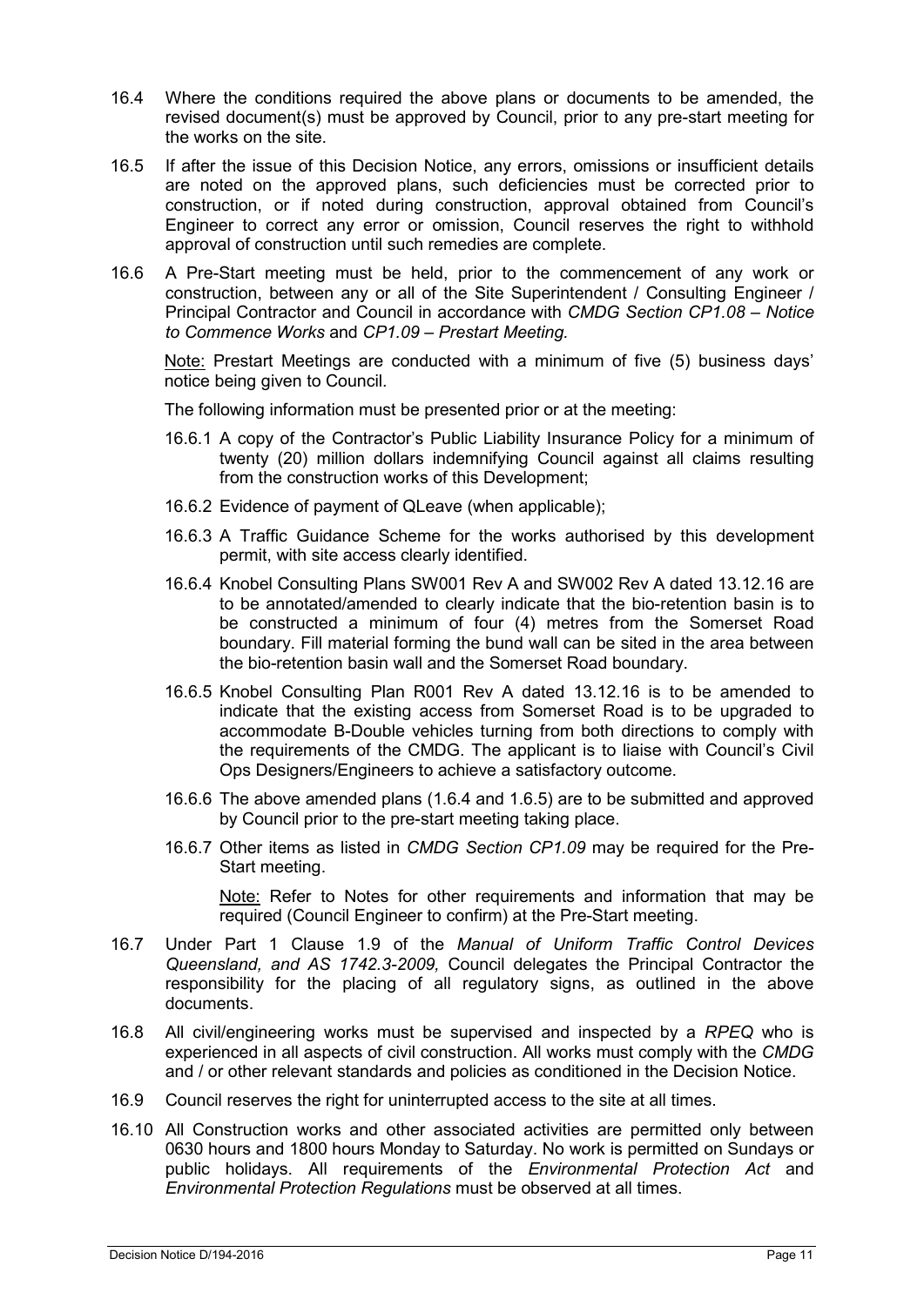16.4 Where the conditions required the above plans or documents to be amended, the revised document(s) must be approved by Council, prior to any pre-start meeting for the works on the site.

16.5 If after the issue of this Decision Notice, any errors, omissions or insufficient details are noted on the approved plans, such deficiencies must be corrected prior to construction, or if noted during construction, approval obtained from Council's Engineer to correct any error or omission, Council reserves the right to withhold approval of construction until such remedies are complete.

16.6 A Pre-Start meeting must be held, prior to the commencement of any work or construction, between any or all of the Site Superintendent / Consulting Engineer / Principal Contractor and Council in accordance with *CMDG Section CP1.08 – Notice to Commence Works* and *CP1.09 – Prestart Meeting.*

Note: Prestart Meetings are conducted with a minimum of five (5) business days' notice being given to Council.

The following information must be presented prior or at the meeting:

16.6.1 A copy of the Contractor's Public Liability Insurance Policy for a minimum of twenty (20) million dollars indemnifying Council against all claims resulting from the construction works of this Development;

16.6.2 Evidence of payment of QLeave (when applicable);

16.6.3 A Traffic Guidance Scheme for the works authorised by this development permit, with site access clearly identified.

16.6.4 Knobel Consulting Plans SW001 Rev A and SW002 Rev A dated 13.12.16 are to be annotated/amended to clearly indicate that the bio-retention basin is to be constructed a minimum of four (4) metres from the Somerset Road boundary. Fill material forming the bund wall can be sited in the area between the bio-retention basin wall and the Somerset Road boundary.

16.6.5 Knobel Consulting Plan R001 Rev A dated 13.12.16 is to be amended to indicate that the existing access from Somerset Road is to be upgraded to accommodate B-Double vehicles turning from both directions to comply with the requirements of the CMDG. The applicant is to liaise with Council's Civil Ops Designers/Engineers to achieve a satisfactory outcome.

16.6.6 The above amended plans (1.6.4 and 1.6.5) are to be submitted and approved by Council prior to the pre-start meeting taking place.

16.6.7 Other items as listed in *CMDG Section CP1.09* may be required for the Pre-Start meeting.

Note: Refer to Notes for other requirements and information that may be required (Council Engineer to confirm) at the Pre-Start meeting.

16.7 Under Part 1 Clause 1.9 of the *Manual of Uniform Traffic Control Devices Queensland, and AS 1742.3-2009,* Council delegates the Principal Contractor the responsibility for the placing of all regulatory signs, as outlined in the above documents.

16.8 All civil/engineering works must be supervised and inspected by a *RPEQ* who is experienced in all aspects of civil construction. All works must comply with the *CMDG* and / or other relevant standards and policies as conditioned in the Decision Notice.

16.9 Council reserves the right for uninterrupted access to the site at all times.

16.10 All Construction works and other associated activities are permitted only between 0630 hours and 1800 hours Monday to Saturday. No work is permitted on Sundays or public holidays. All requirements of the *Environmental Protection Act* and *Environmental Protection Regulations* must be observed at all times.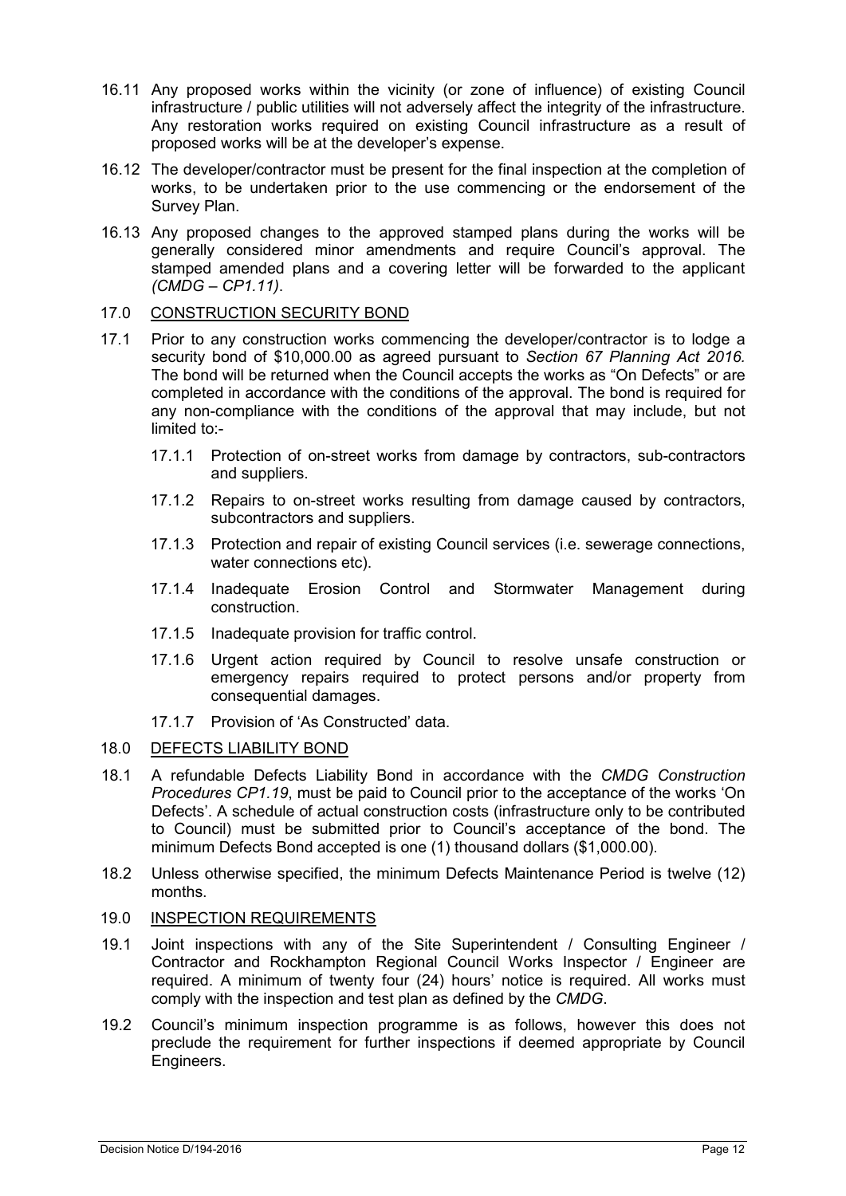16.11 Any proposed works within the vicinity (or zone of influence) of existing Council infrastructure / public utilities will not adversely affect the integrity of the infrastructure. Any restoration works required on existing Council infrastructure as a result of proposed works will be at the developer's expense.

16.12 The developer/contractor must be present for the final inspection at the completion of works, to be undertaken prior to the use commencing or the endorsement of the Survey Plan.

16.13 Any proposed changes to the approved stamped plans during the works will be generally considered minor amendments and require Council's approval. The stamped amended plans and a covering letter will be forwarded to the applicant *(CMDG – CP1.11)*.

17.0 <u>CONSTRUCTION SECURITY BOND</u>

17.1 Prior to any construction works commencing the developer/contractor is to lodge a security bond of $10,000.00 as agreed pursuant to *Section 67 Planning Act 2016.* The bond will be returned when the Council accepts the works as "On Defects" or are completed in accordance with the conditions of the approval. The bond is required for any non-compliance with the conditions of the approval that may include, but not limited to:-

17.1.1 Protection of on-street works from damage by contractors, sub-contractors and suppliers.

17.1.2 Repairs to on-street works resulting from damage caused by contractors, subcontractors and suppliers.

17.1.3 Protection and repair of existing Council services (i.e. sewerage connections, water connections etc).

17.1.4 Inadequate Erosion Control and Stormwater Management during construction.

17.1.5 Inadequate provision for traffic control.

17.1.6 Urgent action required by Council to resolve unsafe construction or emergency repairs required to protect persons and/or property from consequential damages.

17.1.7 Provision of 'As Constructed' data.

18.0 <u>DEFECTS LIABILITY BOND</u>

18.1 A refundable Defects Liability Bond in accordance with the *CMDG Construction Procedures CP1.19*, must be paid to Council prior to the acceptance of the works 'On Defects'. A schedule of actual construction costs (infrastructure only to be contributed to Council) must be submitted prior to Council's acceptance of the bond. The minimum Defects Bond accepted is one (1) thousand dollars ($1,000.00).

18.2 Unless otherwise specified, the minimum Defects Maintenance Period is twelve (12) months.

19.0 <u>INSPECTION REQUIREMENTS</u>

19.1 Joint inspections with any of the Site Superintendent / Consulting Engineer / Contractor and Rockhampton Regional Council Works Inspector / Engineer are required. A minimum of twenty four (24) hours' notice is required. All works must comply with the inspection and test plan as defined by the *CMDG*.

19.2 Council's minimum inspection programme is as follows, however this does not preclude the requirement for further inspections if deemed appropriate by Council Engineers.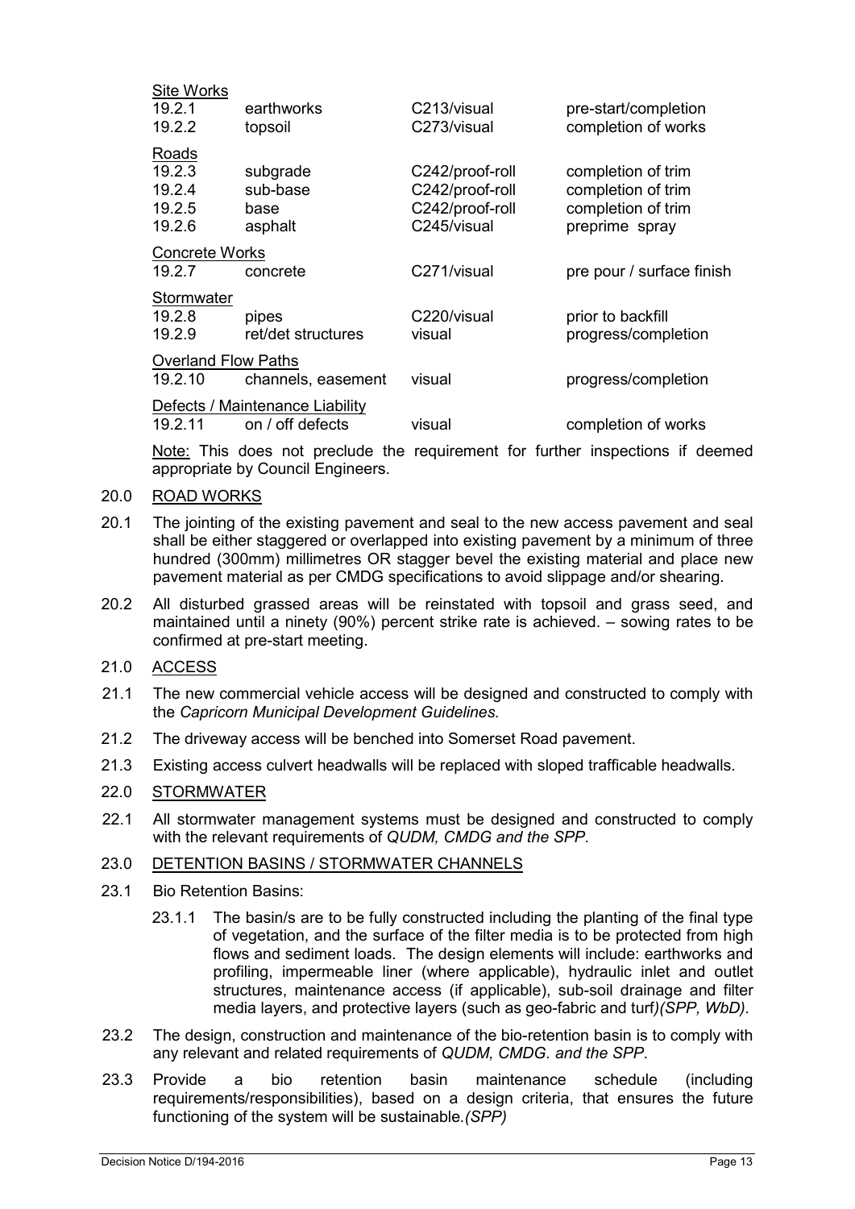| | | | |
|---|---|---|---|
| **Site Works** | | | |
| 19.2.1 | earthworks | C213/visual | pre-start/completion |
| 19.2.2 | topsoil | C273/visual | completion of works |
| **Roads** | | | |
| 19.2.3 | subgrade | C242/proof-roll | completion of trim |
| 19.2.4 | sub-base | C242/proof-roll | completion of trim |
| 19.2.5 | base | C242/proof-roll | completion of trim |
| 19.2.6 | asphalt | C245/visual | preprime spray |
| **Concrete Works** | | | |
| 19.2.7 | concrete | C271/visual | pre pour / surface finish |
| **Stormwater** | | | |
| 19.2.8 | pipes | C220/visual | prior to backfill |
| 19.2.9 | ret/det structures | visual | progress/completion |
| **Overland Flow Paths** | | | |
| 19.2.10 | channels, easement | visual | progress/completion |
| **Defects / Maintenance Liability** | | | |
| 19.2.11 | on / off defects | visual | completion of works |

Note: This does not preclude the requirement for further inspections if deemed appropriate by Council Engineers.

## 20.0 ROAD WORKS

20.1 The jointing of the existing pavement and seal to the new access pavement and seal shall be either staggered or overlapped into existing pavement by a minimum of three hundred (300mm) millimetres OR stagger bevel the existing material and place new pavement material as per CMDG specifications to avoid slippage and/or shearing.

20.2 All disturbed grassed areas will be reinstated with topsoil and grass seed, and maintained until a ninety (90%) percent strike rate is achieved. – sowing rates to be confirmed at pre-start meeting.

## 21.0 ACCESS

21.1 The new commercial vehicle access will be designed and constructed to comply with the *Capricorn Municipal Development Guidelines.*

21.2 The driveway access will be benched into Somerset Road pavement.

21.3 Existing access culvert headwalls will be replaced with sloped trafficable headwalls.

## 22.0 STORMWATER

22.1 All stormwater management systems must be designed and constructed to comply with the relevant requirements of *QUDM, CMDG and the SPP*.

## 23.0 DETENTION BASINS / STORMWATER CHANNELS

23.1 Bio Retention Basins:

23.1.1 The basin/s are to be fully constructed including the planting of the final type of vegetation, and the surface of the filter media is to be protected from high flows and sediment loads. The design elements will include: earthworks and profiling, impermeable liner (where applicable), hydraulic inlet and outlet structures, maintenance access (if applicable), sub-soil drainage and filter media layers, and protective layers (such as geo-fabric and turf*)(SPP, WbD).*

23.2 The design, construction and maintenance of the bio-retention basin is to comply with any relevant and related requirements of *QUDM, CMDG. and the SPP*.

23.3 Provide a bio retention basin maintenance schedule (including requirements/responsibilities), based on a design criteria, that ensures the future functioning of the system will be sustainable*.(SPP)*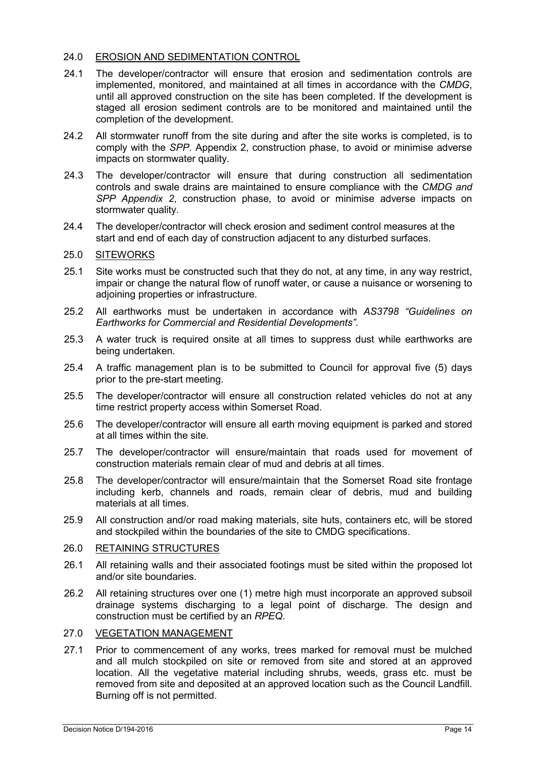## 24.0 EROSION AND SEDIMENTATION CONTROL

24.1 The developer/contractor will ensure that erosion and sedimentation controls are implemented, monitored, and maintained at all times in accordance with the *CMDG*, until all approved construction on the site has been completed. If the development is staged all erosion sediment controls are to be monitored and maintained until the completion of the development.

24.2 All stormwater runoff from the site during and after the site works is completed, is to comply with the *SPP*. Appendix 2, construction phase, to avoid or minimise adverse impacts on stormwater quality.

24.3 The developer/contractor will ensure that during construction all sedimentation controls and swale drains are maintained to ensure compliance with the *CMDG and SPP Appendix 2*, construction phase, to avoid or minimise adverse impacts on stormwater quality.

24.4 The developer/contractor will check erosion and sediment control measures at the start and end of each day of construction adjacent to any disturbed surfaces.

## 25.0 SITEWORKS

25.1 Site works must be constructed such that they do not, at any time, in any way restrict, impair or change the natural flow of runoff water, or cause a nuisance or worsening to adjoining properties or infrastructure.

25.2 All earthworks must be undertaken in accordance with *AS3798 "Guidelines on Earthworks for Commercial and Residential Developments"*.

25.3 A water truck is required onsite at all times to suppress dust while earthworks are being undertaken.

25.4 A traffic management plan is to be submitted to Council for approval five (5) days prior to the pre-start meeting.

25.5 The developer/contractor will ensure all construction related vehicles do not at any time restrict property access within Somerset Road.

25.6 The developer/contractor will ensure all earth moving equipment is parked and stored at all times within the site.

25.7 The developer/contractor will ensure/maintain that roads used for movement of construction materials remain clear of mud and debris at all times.

25.8 The developer/contractor will ensure/maintain that the Somerset Road site frontage including kerb, channels and roads, remain clear of debris, mud and building materials at all times.

25.9 All construction and/or road making materials, site huts, containers etc, will be stored and stockpiled within the boundaries of the site to CMDG specifications.

## 26.0 RETAINING STRUCTURES

26.1 All retaining walls and their associated footings must be sited within the proposed lot and/or site boundaries.

26.2 All retaining structures over one (1) metre high must incorporate an approved subsoil drainage systems discharging to a legal point of discharge. The design and construction must be certified by an *RPEQ*.

## 27.0 VEGETATION MANAGEMENT

27.1 Prior to commencement of any works, trees marked for removal must be mulched and all mulch stockpiled on site or removed from site and stored at an approved location. All the vegetative material including shrubs, weeds, grass etc. must be removed from site and deposited at an approved location such as the Council Landfill. Burning off is not permitted.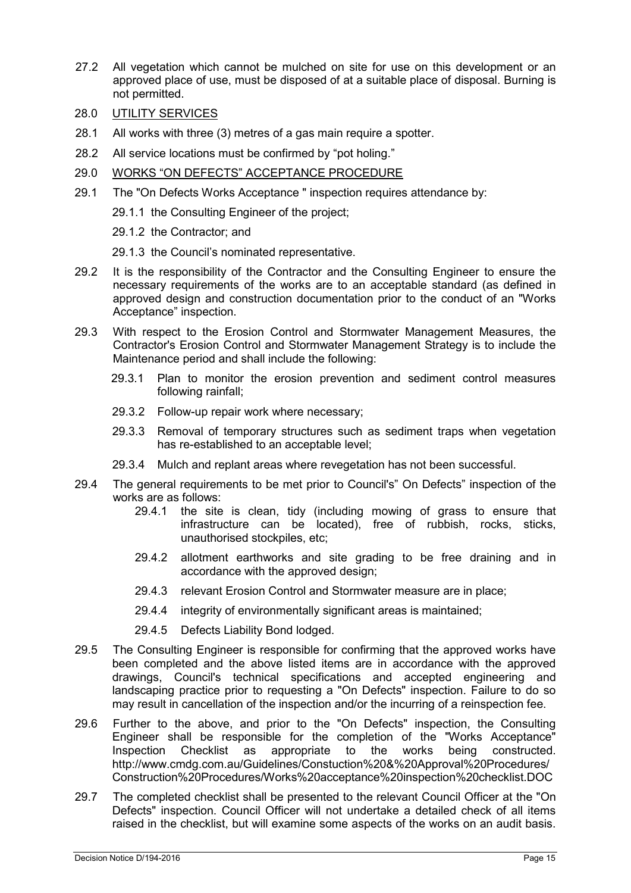27.2 All vegetation which cannot be mulched on site for use on this development or an approved place of use, must be disposed of at a suitable place of disposal. Burning is not permitted.

28.0 <u>UTILITY SERVICES</u>

28.1 All works with three (3) metres of a gas main require a spotter.

28.2 All service locations must be confirmed by "pot holing."

29.0 <u>WORKS "ON DEFECTS" ACCEPTANCE PROCEDURE</u>

29.1 The "On Defects Works Acceptance " inspection requires attendance by:

29.1.1 the Consulting Engineer of the project;

29.1.2 the Contractor; and

29.1.3 the Council's nominated representative.

29.2 It is the responsibility of the Contractor and the Consulting Engineer to ensure the necessary requirements of the works are to an acceptable standard (as defined in approved design and construction documentation prior to the conduct of an "Works Acceptance" inspection.

29.3 With respect to the Erosion Control and Stormwater Management Measures, the Contractor's Erosion Control and Stormwater Management Strategy is to include the Maintenance period and shall include the following:

29.3.1 Plan to monitor the erosion prevention and sediment control measures following rainfall;

29.3.2 Follow-up repair work where necessary;

29.3.3 Removal of temporary structures such as sediment traps when vegetation has re-established to an acceptable level;

29.3.4 Mulch and replant areas where revegetation has not been successful.

29.4 The general requirements to be met prior to Council's" On Defects" inspection of the works are as follows:

29.4.1 the site is clean, tidy (including mowing of grass to ensure that infrastructure can be located), free of rubbish, rocks, sticks, unauthorised stockpiles, etc;

29.4.2 allotment earthworks and site grading to be free draining and in accordance with the approved design;

29.4.3 relevant Erosion Control and Stormwater measure are in place;

29.4.4 integrity of environmentally significant areas is maintained;

29.4.5 Defects Liability Bond lodged.

29.5 The Consulting Engineer is responsible for confirming that the approved works have been completed and the above listed items are in accordance with the approved drawings, Council's technical specifications and accepted engineering and landscaping practice prior to requesting a "On Defects" inspection. Failure to do so may result in cancellation of the inspection and/or the incurring of a reinspection fee.

29.6 Further to the above, and prior to the "On Defects" inspection, the Consulting Engineer shall be responsible for the completion of the "Works Acceptance" Inspection Checklist as appropriate to the works being constructed. http://www.cmdg.com.au/Guidelines/Constuction%20&%20Approval%20Procedures/Construction%20Procedures/Works%20acceptance%20inspection%20checklist.DOC

29.7 The completed checklist shall be presented to the relevant Council Officer at the "On Defects" inspection. Council Officer will not undertake a detailed check of all items raised in the checklist, but will examine some aspects of the works on an audit basis.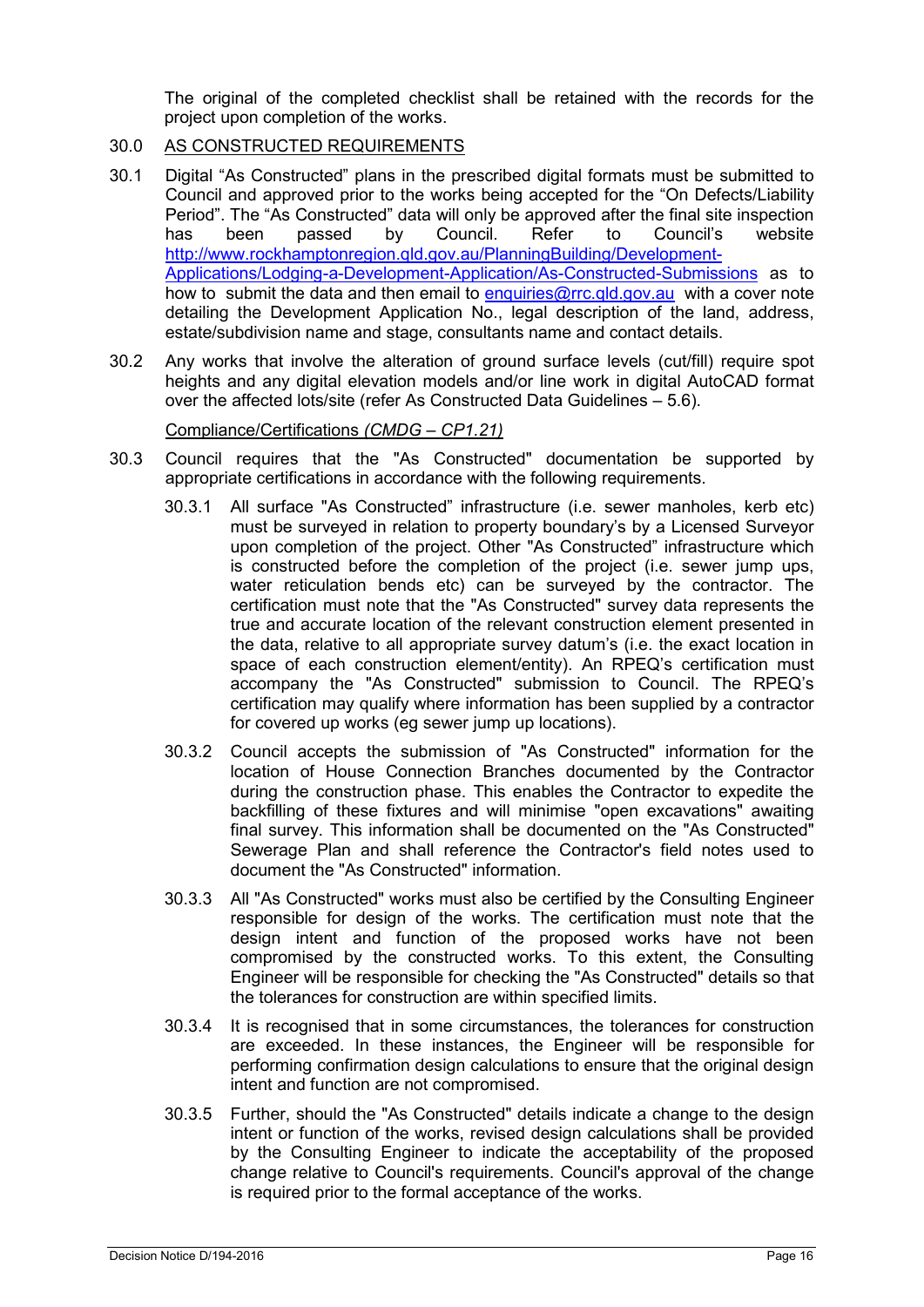The original of the completed checklist shall be retained with the records for the project upon completion of the works.

## 30.0 AS CONSTRUCTED REQUIREMENTS

30.1 Digital "As Constructed" plans in the prescribed digital formats must be submitted to Council and approved prior to the works being accepted for the "On Defects/Liability Period". The "As Constructed" data will only be approved after the final site inspection has been passed by Council. Refer to Council's website [http://www.rockhamptonregion.qld.gov.au/PlanningBuilding/Development-Applications/Lodging-a-Development-Application/As-Constructed-Submissions](http://www.rockhamptonregion.qld.gov.au/PlanningBuilding/Development-Applications/Lodging-a-Development-Application/As-Constructed-Submissions) as to how to submit the data and then email to [enquiries@rrc.qld.gov.au](mailto:enquiries@rrc.qld.gov.au) with a cover note detailing the Development Application No., legal description of the land, address, estate/subdivision name and stage, consultants name and contact details.

30.2 Any works that involve the alteration of ground surface levels (cut/fill) require spot heights and any digital elevation models and/or line work in digital AutoCAD format over the affected lots/site (refer As Constructed Data Guidelines – 5.6).

Compliance/Certifications *(CMDG – CP1.21)*

30.3 Council requires that the "As Constructed" documentation be supported by appropriate certifications in accordance with the following requirements.

30.3.1 All surface "As Constructed" infrastructure (i.e. sewer manholes, kerb etc) must be surveyed in relation to property boundary's by a Licensed Surveyor upon completion of the project. Other "As Constructed" infrastructure which is constructed before the completion of the project (i.e. sewer jump ups, water reticulation bends etc) can be surveyed by the contractor. The certification must note that the "As Constructed" survey data represents the true and accurate location of the relevant construction element presented in the data, relative to all appropriate survey datum's (i.e. the exact location in space of each construction element/entity). An RPEQ's certification must accompany the "As Constructed" submission to Council. The RPEQ's certification may qualify where information has been supplied by a contractor for covered up works (eg sewer jump up locations).

30.3.2 Council accepts the submission of "As Constructed" information for the location of House Connection Branches documented by the Contractor during the construction phase. This enables the Contractor to expedite the backfilling of these fixtures and will minimise "open excavations" awaiting final survey. This information shall be documented on the "As Constructed" Sewerage Plan and shall reference the Contractor's field notes used to document the "As Constructed" information.

30.3.3 All "As Constructed" works must also be certified by the Consulting Engineer responsible for design of the works. The certification must note that the design intent and function of the proposed works have not been compromised by the constructed works. To this extent, the Consulting Engineer will be responsible for checking the "As Constructed" details so that the tolerances for construction are within specified limits.

30.3.4 It is recognised that in some circumstances, the tolerances for construction are exceeded. In these instances, the Engineer will be responsible for performing confirmation design calculations to ensure that the original design intent and function are not compromised.

30.3.5 Further, should the "As Constructed" details indicate a change to the design intent or function of the works, revised design calculations shall be provided by the Consulting Engineer to indicate the acceptability of the proposed change relative to Council's requirements. Council's approval of the change is required prior to the formal acceptance of the works.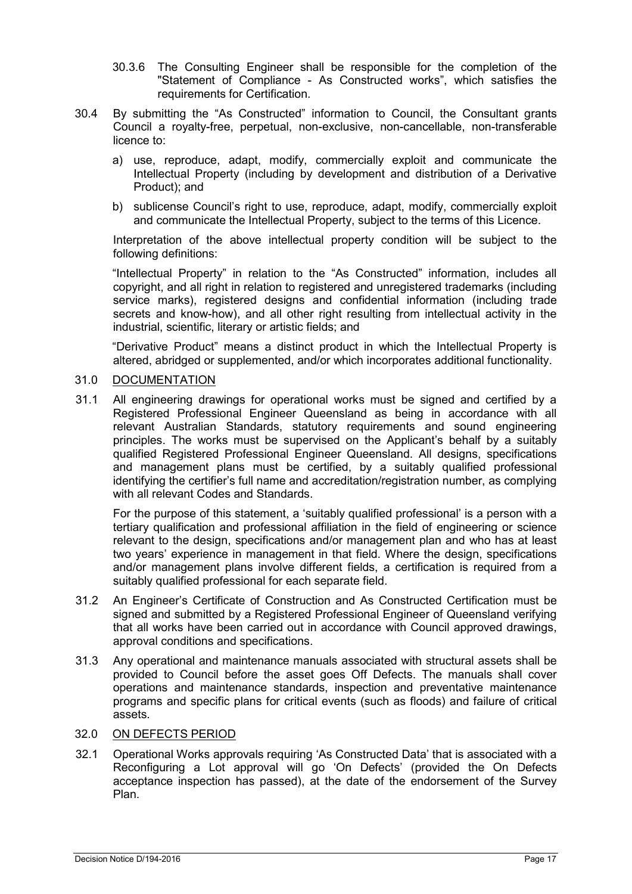30.3.6 The Consulting Engineer shall be responsible for the completion of the "Statement of Compliance - As Constructed works", which satisfies the requirements for Certification.

30.4 By submitting the "As Constructed" information to Council, the Consultant grants Council a royalty-free, perpetual, non-exclusive, non-cancellable, non-transferable licence to:

a) use, reproduce, adapt, modify, commercially exploit and communicate the Intellectual Property (including by development and distribution of a Derivative Product); and

b) sublicense Council's right to use, reproduce, adapt, modify, commercially exploit and communicate the Intellectual Property, subject to the terms of this Licence.

Interpretation of the above intellectual property condition will be subject to the following definitions:

"Intellectual Property" in relation to the "As Constructed" information, includes all copyright, and all right in relation to registered and unregistered trademarks (including service marks), registered designs and confidential information (including trade secrets and know-how), and all other right resulting from intellectual activity in the industrial, scientific, literary or artistic fields; and

"Derivative Product" means a distinct product in which the Intellectual Property is altered, abridged or supplemented, and/or which incorporates additional functionality.

## 31.0 DOCUMENTATION

31.1 All engineering drawings for operational works must be signed and certified by a Registered Professional Engineer Queensland as being in accordance with all relevant Australian Standards, statutory requirements and sound engineering principles. The works must be supervised on the Applicant's behalf by a suitably qualified Registered Professional Engineer Queensland. All designs, specifications and management plans must be certified, by a suitably qualified professional identifying the certifier's full name and accreditation/registration number, as complying with all relevant Codes and Standards.

For the purpose of this statement, a 'suitably qualified professional' is a person with a tertiary qualification and professional affiliation in the field of engineering or science relevant to the design, specifications and/or management plan and who has at least two years' experience in management in that field. Where the design, specifications and/or management plans involve different fields, a certification is required from a suitably qualified professional for each separate field.

31.2 An Engineer's Certificate of Construction and As Constructed Certification must be signed and submitted by a Registered Professional Engineer of Queensland verifying that all works have been carried out in accordance with Council approved drawings, approval conditions and specifications.

31.3 Any operational and maintenance manuals associated with structural assets shall be provided to Council before the asset goes Off Defects. The manuals shall cover operations and maintenance standards, inspection and preventative maintenance programs and specific plans for critical events (such as floods) and failure of critical assets.

## 32.0 ON DEFECTS PERIOD

32.1 Operational Works approvals requiring 'As Constructed Data' that is associated with a Reconfiguring a Lot approval will go 'On Defects' (provided the On Defects acceptance inspection has passed), at the date of the endorsement of the Survey Plan.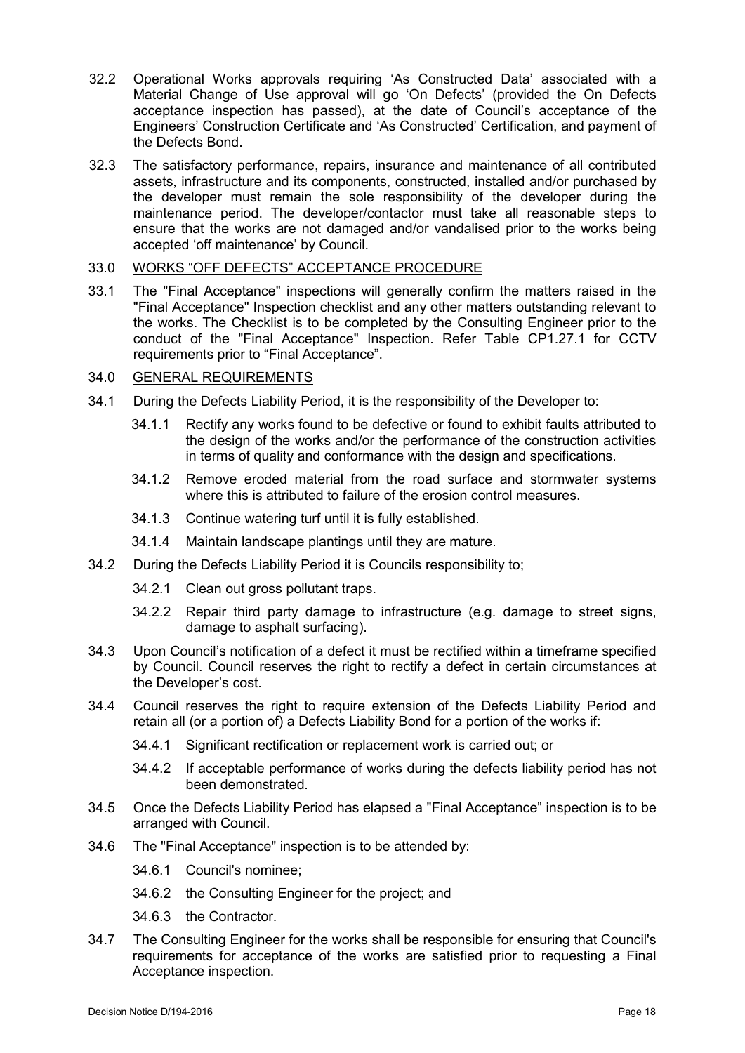32.2 Operational Works approvals requiring 'As Constructed Data' associated with a Material Change of Use approval will go 'On Defects' (provided the On Defects acceptance inspection has passed), at the date of Council's acceptance of the Engineers' Construction Certificate and 'As Constructed' Certification, and payment of the Defects Bond.

32.3 The satisfactory performance, repairs, insurance and maintenance of all contributed assets, infrastructure and its components, constructed, installed and/or purchased by the developer must remain the sole responsibility of the developer during the maintenance period. The developer/contactor must take all reasonable steps to ensure that the works are not damaged and/or vandalised prior to the works being accepted 'off maintenance' by Council.

## 33.0 WORKS "OFF DEFECTS" ACCEPTANCE PROCEDURE

33.1 The "Final Acceptance" inspections will generally confirm the matters raised in the "Final Acceptance" Inspection checklist and any other matters outstanding relevant to the works. The Checklist is to be completed by the Consulting Engineer prior to the conduct of the "Final Acceptance" Inspection. Refer Table CP1.27.1 for CCTV requirements prior to "Final Acceptance".

## 34.0 GENERAL REQUIREMENTS

34.1 During the Defects Liability Period, it is the responsibility of the Developer to:

- 34.1.1 Rectify any works found to be defective or found to exhibit faults attributed to the design of the works and/or the performance of the construction activities in terms of quality and conformance with the design and specifications.
- 34.1.2 Remove eroded material from the road surface and stormwater systems where this is attributed to failure of the erosion control measures.
- 34.1.3 Continue watering turf until it is fully established.
- 34.1.4 Maintain landscape plantings until they are mature.

34.2 During the Defects Liability Period it is Councils responsibility to;

- 34.2.1 Clean out gross pollutant traps.
- 34.2.2 Repair third party damage to infrastructure (e.g. damage to street signs, damage to asphalt surfacing).

34.3 Upon Council's notification of a defect it must be rectified within a timeframe specified by Council. Council reserves the right to rectify a defect in certain circumstances at the Developer's cost.

34.4 Council reserves the right to require extension of the Defects Liability Period and retain all (or a portion of) a Defects Liability Bond for a portion of the works if:

- 34.4.1 Significant rectification or replacement work is carried out; or
- 34.4.2 If acceptable performance of works during the defects liability period has not been demonstrated.

34.5 Once the Defects Liability Period has elapsed a "Final Acceptance" inspection is to be arranged with Council.

34.6 The "Final Acceptance" inspection is to be attended by:

- 34.6.1 Council's nominee;
- 34.6.2 the Consulting Engineer for the project; and
- 34.6.3 the Contractor.

34.7 The Consulting Engineer for the works shall be responsible for ensuring that Council's requirements for acceptance of the works are satisfied prior to requesting a Final Acceptance inspection.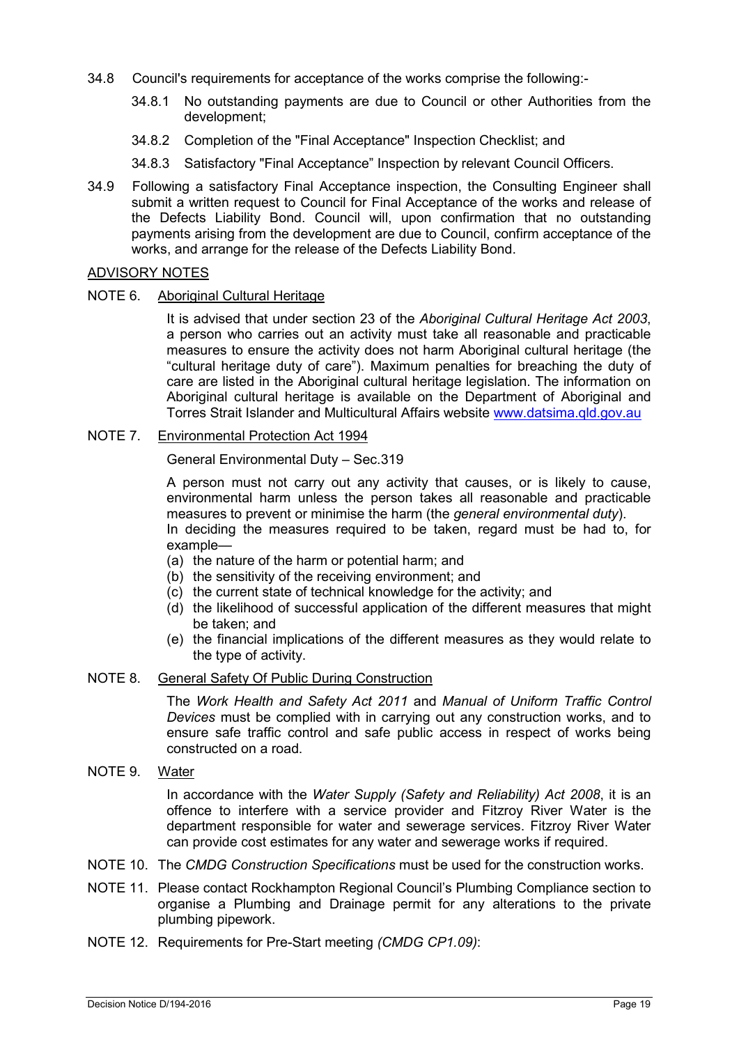34.8 Council's requirements for acceptance of the works comprise the following:-

34.8.1 No outstanding payments are due to Council or other Authorities from the development;

34.8.2 Completion of the "Final Acceptance" Inspection Checklist; and

34.8.3 Satisfactory "Final Acceptance" Inspection by relevant Council Officers.

34.9 Following a satisfactory Final Acceptance inspection, the Consulting Engineer shall submit a written request to Council for Final Acceptance of the works and release of the Defects Liability Bond. Council will, upon confirmation that no outstanding payments arising from the development are due to Council, confirm acceptance of the works, and arrange for the release of the Defects Liability Bond.

<u>ADVISORY NOTES</u>

NOTE 6. <u>Aboriginal Cultural Heritage</u>

It is advised that under section 23 of the *Aboriginal Cultural Heritage Act 2003*, a person who carries out an activity must take all reasonable and practicable measures to ensure the activity does not harm Aboriginal cultural heritage (the "cultural heritage duty of care"). Maximum penalties for breaching the duty of care are listed in the Aboriginal cultural heritage legislation. The information on Aboriginal cultural heritage is available on the Department of Aboriginal and Torres Strait Islander and Multicultural Affairs website www.datsima.qld.gov.au

NOTE 7. <u>Environmental Protection Act 1994</u>

General Environmental Duty – Sec.319

A person must not carry out any activity that causes, or is likely to cause, environmental harm unless the person takes all reasonable and practicable measures to prevent or minimise the harm (the *general environmental duty*).
In deciding the measures required to be taken, regard must be had to, for example—

(a) the nature of the harm or potential harm; and
(b) the sensitivity of the receiving environment; and
(c) the current state of technical knowledge for the activity; and
(d) the likelihood of successful application of the different measures that might be taken; and
(e) the financial implications of the different measures as they would relate to the type of activity.

NOTE 8. <u>General Safety Of Public During Construction</u>

The *Work Health and Safety Act 2011* and *Manual of Uniform Traffic Control Devices* must be complied with in carrying out any construction works, and to ensure safe traffic control and safe public access in respect of works being constructed on a road.

NOTE 9. <u>Water</u>

In accordance with the *Water Supply (Safety and Reliability) Act 2008*, it is an offence to interfere with a service provider and Fitzroy River Water is the department responsible for water and sewerage services. Fitzroy River Water can provide cost estimates for any water and sewerage works if required.

NOTE 10. The *CMDG Construction Specifications* must be used for the construction works.

NOTE 11. Please contact Rockhampton Regional Council's Plumbing Compliance section to organise a Plumbing and Drainage permit for any alterations to the private plumbing pipework.

NOTE 12. Requirements for Pre-Start meeting *(CMDG CP1.09)*: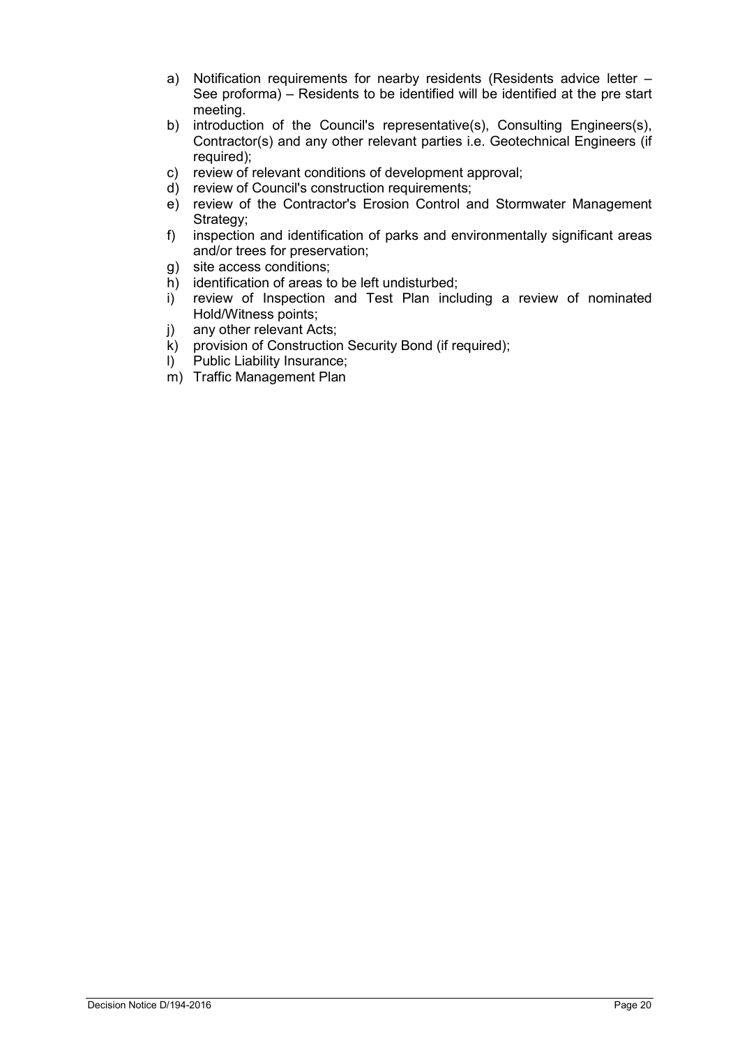a) Notification requirements for nearby residents (Residents advice letter – See proforma) – Residents to be identified will be identified at the pre start meeting.
b) introduction of the Council's representative(s), Consulting Engineers(s), Contractor(s) and any other relevant parties i.e. Geotechnical Engineers (if required);
c) review of relevant conditions of development approval;
d) review of Council's construction requirements;
e) review of the Contractor's Erosion Control and Stormwater Management Strategy;
f) inspection and identification of parks and environmentally significant areas and/or trees for preservation;
g) site access conditions;
h) identification of areas to be left undisturbed;
i) review of Inspection and Test Plan including a review of nominated Hold/Witness points;
j) any other relevant Acts;
k) provision of Construction Security Bond (if required);
l) Public Liability Insurance;
m) Traffic Management Plan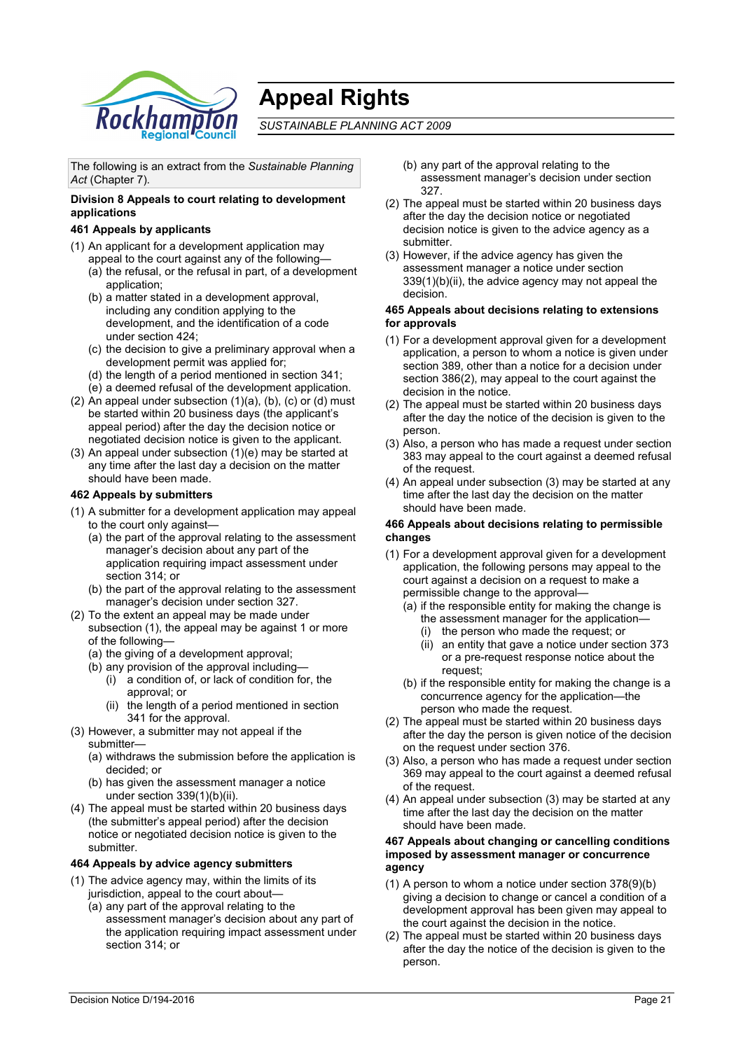# Appeal Rights

*SUSTAINABLE PLANNING ACT 2009*

The following is an extract from the *Sustainable Planning Act* (Chapter 7).

### Division 8 Appeals to court relating to development applications

#### 461 Appeals by applicants

(1) An applicant for a development application may appeal to the court against any of the following—
  - (a) the refusal, or the refusal in part, of a development application;
  - (b) a matter stated in a development approval, including any condition applying to the development, and the identification of a code under section 424;
  - (c) the decision to give a preliminary approval when a development permit was applied for;
  - (d) the length of a period mentioned in section 341;
  - (e) a deemed refusal of the development application.

(2) An appeal under subsection (1)(a), (b), (c) or (d) must be started within 20 business days (the applicant's appeal period) after the day the decision notice or negotiated decision notice is given to the applicant.

(3) An appeal under subsection (1)(e) may be started at any time after the last day a decision on the matter should have been made.

#### 462 Appeals by submitters

(1) A submitter for a development application may appeal to the court only against—
  - (a) the part of the approval relating to the assessment manager's decision about any part of the application requiring impact assessment under section 314; or
  - (b) the part of the approval relating to the assessment manager's decision under section 327.

(2) To the extent an appeal may be made under subsection (1), the appeal may be against 1 or more of the following—
  - (a) the giving of a development approval;
  - (b) any provision of the approval including—
    - (i) a condition of, or lack of condition for, the approval; or
    - (ii) the length of a period mentioned in section 341 for the approval.

(3) However, a submitter may not appeal if the submitter—
  - (a) withdraws the submission before the application is decided; or
  - (b) has given the assessment manager a notice under section 339(1)(b)(ii).

(4) The appeal must be started within 20 business days (the submitter's appeal period) after the decision notice or negotiated decision notice is given to the submitter.

#### 464 Appeals by advice agency submitters

(1) The advice agency may, within the limits of its jurisdiction, appeal to the court about—
  - (a) any part of the approval relating to the assessment manager's decision about any part of the application requiring impact assessment under section 314; or
  - (b) any part of the approval relating to the assessment manager's decision under section 327.

(2) The appeal must be started within 20 business days after the day the decision notice or negotiated decision notice is given to the advice agency as a submitter.

(3) However, if the advice agency has given the assessment manager a notice under section 339(1)(b)(ii), the advice agency may not appeal the decision.

#### 465 Appeals about decisions relating to extensions for approvals

(1) For a development approval given for a development application, a person to whom a notice is given under section 389, other than a notice for a decision under section 386(2), may appeal to the court against the decision in the notice.

(2) The appeal must be started within 20 business days after the day the notice of the decision is given to the person.

(3) Also, a person who has made a request under section 383 may appeal to the court against a deemed refusal of the request.

(4) An appeal under subsection (3) may be started at any time after the last day the decision on the matter should have been made.

#### 466 Appeals about decisions relating to permissible changes

(1) For a development approval given for a development application, the following persons may appeal to the court against a decision on a request to make a permissible change to the approval—
  - (a) if the responsible entity for making the change is the assessment manager for the application—
    - (i) the person who made the request; or
    - (ii) an entity that gave a notice under section 373 or a pre-request response notice about the request;
  - (b) if the responsible entity for making the change is a concurrence agency for the application—the person who made the request.

(2) The appeal must be started within 20 business days after the day the person is given notice of the decision on the request under section 376.

(3) Also, a person who has made a request under section 369 may appeal to the court against a deemed refusal of the request.

(4) An appeal under subsection (3) may be started at any time after the last day the decision on the matter should have been made.

#### 467 Appeals about changing or cancelling conditions imposed by assessment manager or concurrence agency

(1) A person to whom a notice under section 378(9)(b) giving a decision to change or cancel a condition of a development approval has been given may appeal to the court against the decision in the notice.

(2) The appeal must be started within 20 business days after the day the notice of the decision is given to the person.